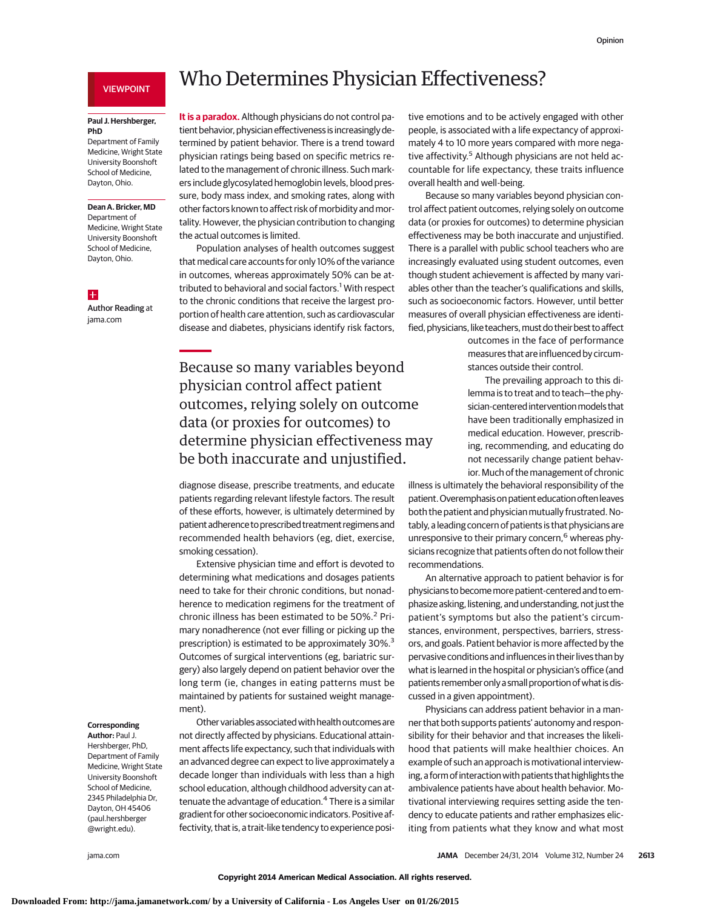VIEWPOINT

# Who Determines Physician Effectiveness?

**Paul J. Hershberger, PhD**
Department of Family Medicine, Wright State University Boonshoft School of Medicine, Dayton, Ohio.

**Dean A. Bricker, MD**
Department of Medicine, Wright State University Boonshoft School of Medicine, Dayton, Ohio.

**Author Reading** at jama.com

**Corresponding Author:** Paul J. Hershberger, PhD, Department of Family Medicine, Wright State University Boonshoft School of Medicine, 2345 Philadelphia Dr, Dayton, OH 45406 (paul.hershberger@wright.edu).

**It is a paradox.** Although physicians do not control patient behavior, physician effectiveness is increasingly determined by patient behavior. There is a trend toward physician ratings being based on specific metrics related to the management of chronic illness. Such markers include glycosylated hemoglobin levels, blood pressure, body mass index, and smoking rates, along with other factors known to affect risk of morbidity and mortality. However, the physician contribution to changing the actual outcomes is limited.

Population analyses of health outcomes suggest that medical care accounts for only 10% of the variance in outcomes, whereas approximately 50% can be attributed to behavioral and social factors.[1] With respect to the chronic conditions that receive the largest proportion of health care attention, such as cardiovascular disease and diabetes, physicians identify risk factors, diagnose disease, prescribe treatments, and educate patients regarding relevant lifestyle factors. The result of these efforts, however, is ultimately determined by patient adherence to prescribed treatment regimens and recommended health behaviors (eg, diet, exercise, smoking cessation).

> Because so many variables beyond physician control affect patient outcomes, relying solely on outcome data (or proxies for outcomes) to determine physician effectiveness may be both inaccurate and unjustified.

Extensive physician time and effort is devoted to determining what medications and dosages patients need to take for their chronic conditions, but nonadherence to medication regimens for the treatment of chronic illness has been estimated to be 50%.[2] Primary nonadherence (not ever filling or picking up the prescription) is estimated to be approximately 30%.[3] Outcomes of surgical interventions (eg, bariatric surgery) also largely depend on patient behavior over the long term (ie, changes in eating patterns must be maintained by patients for sustained weight management).

Other variables associated with health outcomes are not directly affected by physicians. Educational attainment affects life expectancy, such that individuals with an advanced degree can expect to live approximately a decade longer than individuals with less than a high school education, although childhood adversity can attenuate the advantage of education.[4] There is a similar gradient for other socioeconomic indicators. Positive affectivity, that is, a trait-like tendency to experience positive emotions and to be actively engaged with other people, is associated with a life expectancy of approximately 4 to 10 more years compared with more negative affectivity.[5] Although physicians are not held accountable for life expectancy, these traits influence overall health and well-being.

Because so many variables beyond physician control affect patient outcomes, relying solely on outcome data (or proxies for outcomes) to determine physician effectiveness may be both inaccurate and unjustified. There is a parallel with public school teachers who are increasingly evaluated using student outcomes, even though student achievement is affected by many variables other than the teacher's qualifications and skills, such as socioeconomic factors. However, until better measures of overall physician effectiveness are identified, physicians, like teachers, must do their best to affect outcomes in the face of performance measures that are influenced by circumstances outside their control.

The prevailing approach to this dilemma is to treat and to teach—the physician-centered intervention models that have been traditionally emphasized in medical education. However, prescribing, recommending, and educating do not necessarily change patient behavior. Much of the management of chronic illness is ultimately the behavioral responsibility of the patient. Overemphasis on patient education often leaves both the patient and physician mutually frustrated. Notably, a leading concern of patients is that physicians are unresponsive to their primary concern,[6] whereas physicians recognize that patients often do not follow their recommendations.

An alternative approach to patient behavior is for physicians to become more patient-centered and to emphasize asking, listening, and understanding, not just the patient's symptoms but also the patient's circumstances, environment, perspectives, barriers, stressors, and goals. Patient behavior is more affected by the pervasive conditions and influences in their lives than by what is learned in the hospital or physician's office (and patients remember only a small proportion of what is discussed in a given appointment).

Physicians can address patient behavior in a manner that both supports patients' autonomy and responsibility for their behavior and that increases the likelihood that patients will make healthier choices. An example of such an approach is motivational interviewing, a form of interaction with patients that highlights the ambivalence patients have about health behavior. Motivational interviewing requires setting aside the tendency to educate patients and rather emphasizes eliciting from patients what they know and what most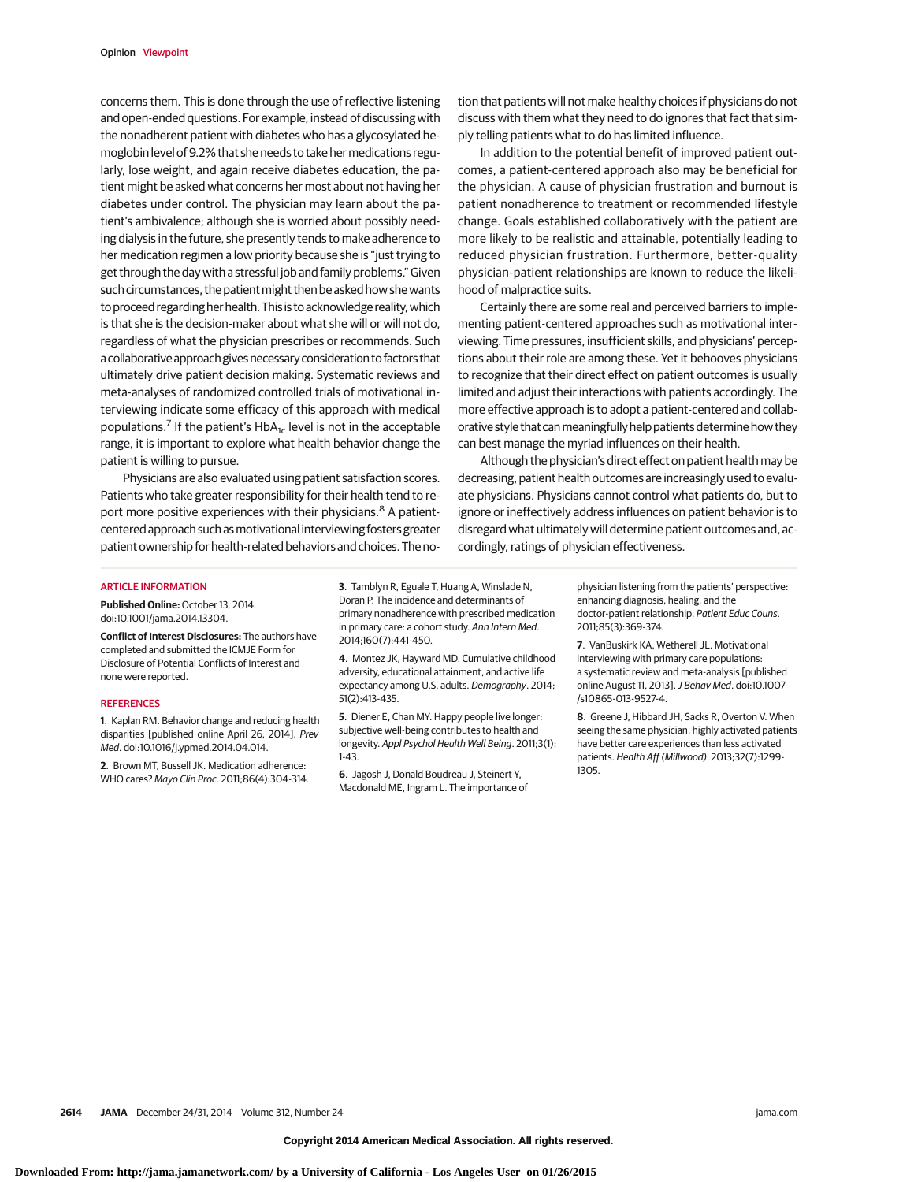concerns them. This is done through the use of reflective listening and open-ended questions. For example, instead of discussing with the nonadherent patient with diabetes who has a glycosylated hemoglobin level of 9.2% that she needs to take her medications regularly, lose weight, and again receive diabetes education, the patient might be asked what concerns her most about not having her diabetes under control. The physician may learn about the patient's ambivalence; although she is worried about possibly needing dialysis in the future, she presently tends to make adherence to her medication regimen a low priority because she is "just trying to get through the day with a stressful job and family problems." Given such circumstances, the patient might then be asked how she wants to proceed regarding her health. This is to acknowledge reality, which is that she is the decision-maker about what she will or will not do, regardless of what the physician prescribes or recommends. Such a collaborative approach gives necessary consideration to factors that ultimately drive patient decision making. Systematic reviews and meta-analyses of randomized controlled trials of motivational interviewing indicate some efficacy of this approach with medical populations.[7] If the patient's $HbA_{1c}$ level is not in the acceptable range, it is important to explore what health behavior change the patient is willing to pursue.

Physicians are also evaluated using patient satisfaction scores. Patients who take greater responsibility for their health tend to report more positive experiences with their physicians.[8] A patient-centered approach such as motivational interviewing fosters greater patient ownership for health-related behaviors and choices. The notion that patients will not make healthy choices if physicians do not discuss with them what they need to do ignores that fact that simply telling patients what to do has limited influence.

In addition to the potential benefit of improved patient outcomes, a patient-centered approach also may be beneficial for the physician. A cause of physician frustration and burnout is patient nonadherence to treatment or recommended lifestyle change. Goals established collaboratively with the patient are more likely to be realistic and attainable, potentially leading to reduced physician frustration. Furthermore, better-quality physician-patient relationships are known to reduce the likelihood of malpractice suits.

Certainly there are some real and perceived barriers to implementing patient-centered approaches such as motivational interviewing. Time pressures, insufficient skills, and physicians' perceptions about their role are among these. Yet it behooves physicians to recognize that their direct effect on patient outcomes is usually limited and adjust their interactions with patients accordingly. The more effective approach is to adopt a patient-centered and collaborative style that can meaningfully help patients determine how they can best manage the myriad influences on their health.

Although the physician's direct effect on patient health may be decreasing, patient health outcomes are increasingly used to evaluate physicians. Physicians cannot control what patients do, but to ignore or ineffectively address influences on patient behavior is to disregard what ultimately will determine patient outcomes and, accordingly, ratings of physician effectiveness.

## ARTICLE INFORMATION

**Published Online:** October 13, 2014. doi:10.1001/jama.2014.13304.

**Conflict of Interest Disclosures:** The authors have completed and submitted the ICMJE Form for Disclosure of Potential Conflicts of Interest and none were reported.

## REFERENCES

1. Kaplan RM. Behavior change and reducing health disparities [published online April 26, 2014]. *Prev Med*. doi:10.1016/j.ypmed.2014.04.014.

2. Brown MT, Bussell JK. Medication adherence: WHO cares? *Mayo Clin Proc*. 2011;86(4):304-314.

3. Tamblyn R, Eguale T, Huang A, Winslade N, Doran P. The incidence and determinants of primary nonadherence with prescribed medication in primary care: a cohort study. *Ann Intern Med*. 2014;160(7):441-450.

4. Montez JK, Hayward MD. Cumulative childhood adversity, educational attainment, and active life expectancy among U.S. adults. *Demography*. 2014; 51(2):413-435.

5. Diener E, Chan MY. Happy people live longer: subjective well-being contributes to health and longevity. *Appl Psychol Health Well Being*. 2011;3(1): 1-43.

6. Jagosh J, Donald Boudreau J, Steinert Y, Macdonald ME, Ingram L. The importance of physician listening from the patients' perspective: enhancing diagnosis, healing, and the doctor-patient relationship. *Patient Educ Couns*. 2011;85(3):369-374.

7. VanBuskirk KA, Wetherell JL. Motivational interviewing with primary care populations: a systematic review and meta-analysis [published online August 11, 2013]. *J Behav Med*. doi:10.1007 /s10865-013-9527-4.

8. Greene J, Hibbard JH, Sacks R, Overton V. When seeing the same physician, highly activated patients have better care experiences than less activated patients. *Health Aff (Millwood)*. 2013;32(7):1299-1305.